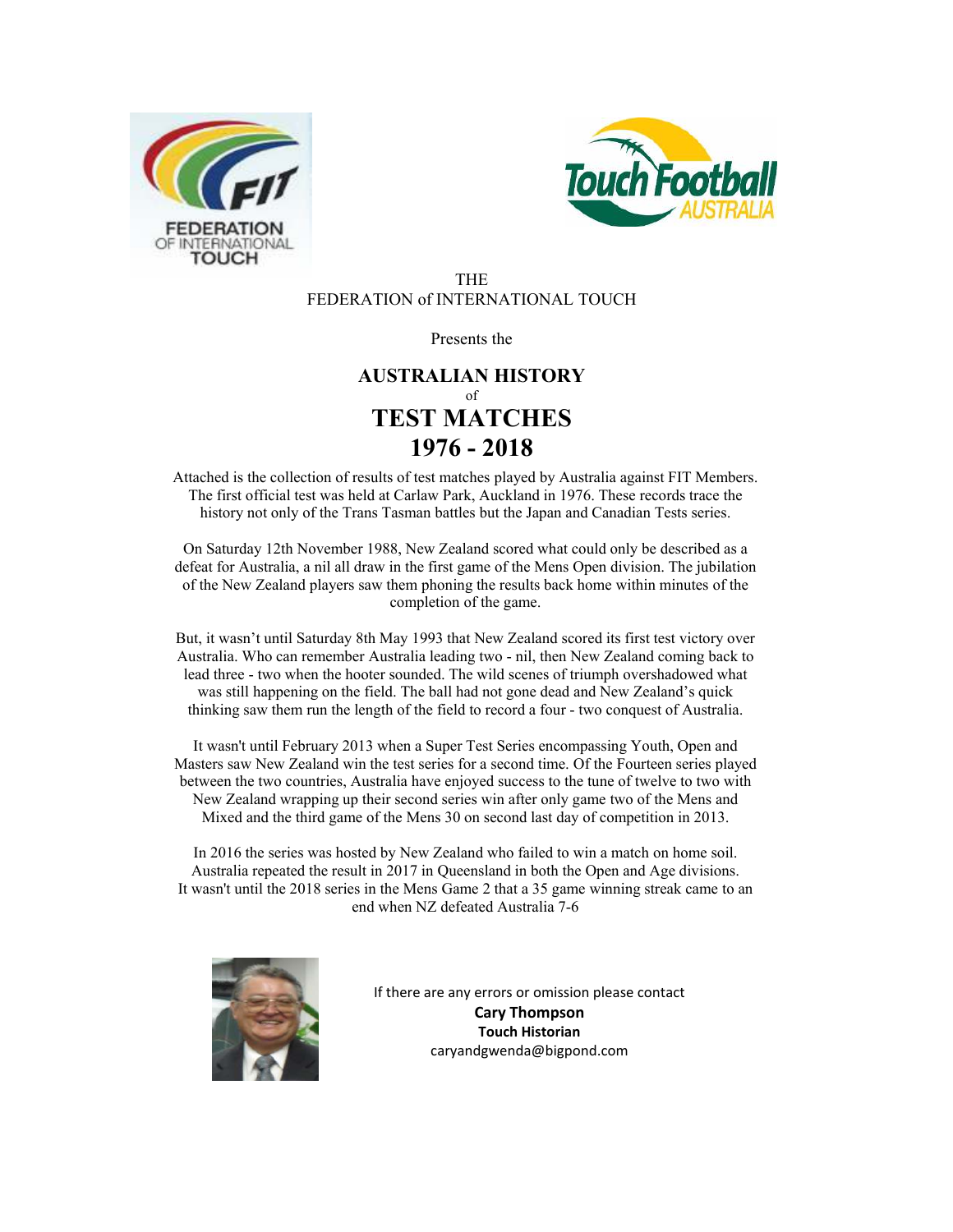THE
FEDERATION of INTERNATIONAL TOUCH

Presents the

# AUSTRALIAN HISTORY
of
# TEST MATCHES
# 1976 - 2018

Attached is the collection of results of test matches played by Australia against FIT Members. The first official test was held at Carlaw Park, Auckland in 1976. These records trace the history not only of the Trans Tasman battles but the Japan and Canadian Tests series.

On Saturday 12th November 1988, New Zealand scored what could only be described as a defeat for Australia, a nil all draw in the first game of the Mens Open division. The jubilation of the New Zealand players saw them phoning the results back home within minutes of the completion of the game.

But, it wasn't until Saturday 8th May 1993 that New Zealand scored its first test victory over Australia. Who can remember Australia leading two - nil, then New Zealand coming back to lead three - two when the hooter sounded. The wild scenes of triumph overshadowed what was still happening on the field. The ball had not gone dead and New Zealand's quick thinking saw them run the length of the field to record a four - two conquest of Australia.

It wasn't until February 2013 when a Super Test Series encompassing Youth, Open and Masters saw New Zealand win the test series for a second time. Of the Fourteen series played between the two countries, Australia have enjoyed success to the tune of twelve to two with New Zealand wrapping up their second series win after only game two of the Mens and Mixed and the third game of the Mens 30 on second last day of competition in 2013.

In 2016 the series was hosted by New Zealand who failed to win a match on home soil. Australia repeated the result in 2017 in Queensland in both the Open and Age divisions. It wasn't until the 2018 series in the Mens Game 2 that a 35 game winning streak came to an end when NZ defeated Australia 7-6

If there are any errors or omission please contact
**Cary Thompson**
**Touch Historian**
caryandgwenda@bigpond.com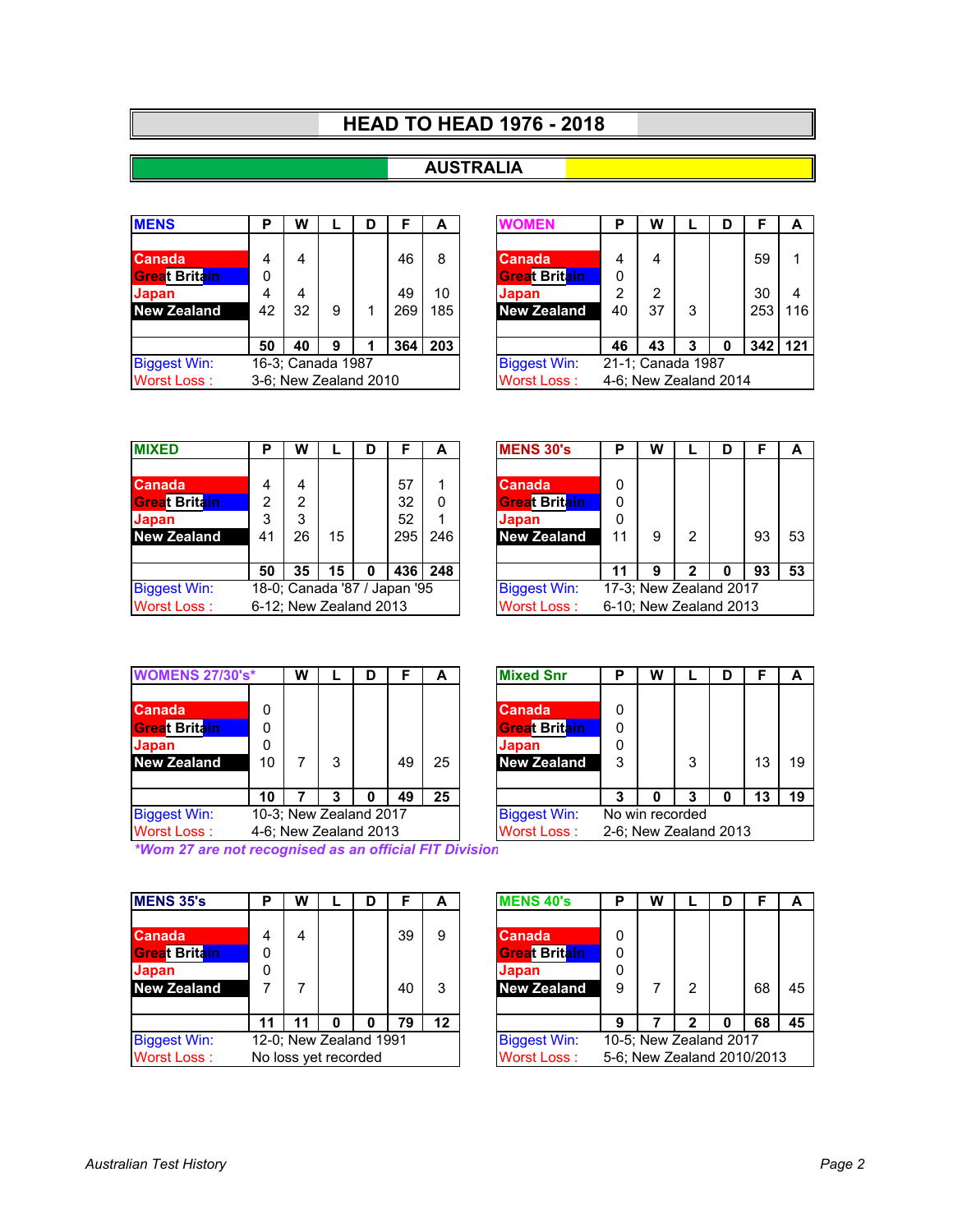# HEAD TO HEAD 1976 - 2018

## AUSTRALIA

| MENS | P | W | L | D | F | A |
|---|---|---|---|---|---|---|
| Canada | 4 | 4 | | | 46 | 8 |
| Great Britain | 0 | | | | | |
| Japan | 4 | 4 | | | 49 | 10 |
| New Zealand | 42 | 32 | 9 | 1 | 269 | 185 |
| | **50** | **40** | **9** | **1** | **364** | **203** |
| Biggest Win: | 16-3; Canada 1987 | | | | | |
| Worst Loss : | 3-6; New Zealand 2010 | | | | | |

| WOMEN | P | W | L | D | F | A |
|---|---|---|---|---|---|---|
| Canada | 4 | 4 | | | 59 | 1 |
| Great Britain | 0 | | | | | |
| Japan | 2 | 2 | | | 30 | 4 |
| New Zealand | 40 | 37 | 3 | | 253 | 116 |
| | **46** | **43** | **3** | **0** | **342** | **121** |
| Biggest Win: | 21-1; Canada 1987 | | | | | |
| Worst Loss : | 4-6; New Zealand 2014 | | | | | |

| MIXED | P | W | L | D | F | A |
|---|---|---|---|---|---|---|
| Canada | 4 | 4 | | | 57 | 1 |
| Great Britain | 2 | 2 | | | 32 | 0 |
| Japan | 3 | 3 | | | 52 | 1 |
| New Zealand | 41 | 26 | 15 | | 295 | 246 |
| | **50** | **35** | **15** | **0** | **436** | **248** |
| Biggest Win: | 18-0; Canada '87 / Japan '95 | | | | | |
| Worst Loss : | 6-12; New Zealand 2013 | | | | | |

| MENS 30's | P | W | L | D | F | A |
|---|---|---|---|---|---|---|
| Canada | 0 | | | | | |
| Great Britain | 0 | | | | | |
| Japan | 0 | | | | | |
| New Zealand | 11 | 9 | 2 | | 93 | 53 |
| | **11** | **9** | **2** | **0** | **93** | **53** |
| Biggest Win: | 17-3; New Zealand 2017 | | | | | |
| Worst Loss : | 6-10; New Zealand 2013 | | | | | |

| WOMENS 27/30's* | | W | L | D | F | A |
|---|---|---|---|---|---|---|
| Canada | 0 | | | | | |
| Great Britain | 0 | | | | | |
| Japan | 0 | | | | | |
| New Zealand | 10 | 7 | 3 | | 49 | 25 |
| | **10** | **7** | **3** | **0** | **49** | **25** |
| Biggest Win: | 10-3; New Zealand 2017 | | | | | |
| Worst Loss : | 4-6; New Zealand 2013 | | | | | |

*\*Wom 27 are not recognised as an official FIT Division*

| Mixed Snr | P | W | L | D | F | A |
|---|---|---|---|---|---|---|
| Canada | 0 | | | | | |
| Great Britain | 0 | | | | | |
| Japan | 0 | | | | | |
| New Zealand | 3 | | 3 | | 13 | 19 |
| | **3** | **0** | **3** | **0** | **13** | **19** |
| Biggest Win: | No win recorded | | | | | |
| Worst Loss : | 2-6; New Zealand 2013 | | | | | |

| MENS 35's | P | W | L | D | F | A |
|---|---|---|---|---|---|---|
| Canada | 4 | 4 | | | 39 | 9 |
| Great Britain | 0 | | | | | |
| Japan | 0 | | | | | |
| New Zealand | 7 | 7 | | | 40 | 3 |
| | **11** | **11** | **0** | **0** | **79** | **12** |
| Biggest Win: | 12-0; New Zealand 1991 | | | | | |
| Worst Loss : | No loss yet recorded | | | | | |

| MENS 40's | P | W | L | D | F | A |
|---|---|---|---|---|---|---|
| Canada | 0 | | | | | |
| Great Britain | 0 | | | | | |
| Japan | 0 | | | | | |
| New Zealand | 9 | 7 | 2 | | 68 | 45 |
| | **9** | **7** | **2** | **0** | **68** | **45** |
| Biggest Win: | 10-5; New Zealand 2017 | | | | | |
| Worst Loss : | 5-6; New Zealand 2010/2013 | | | | | |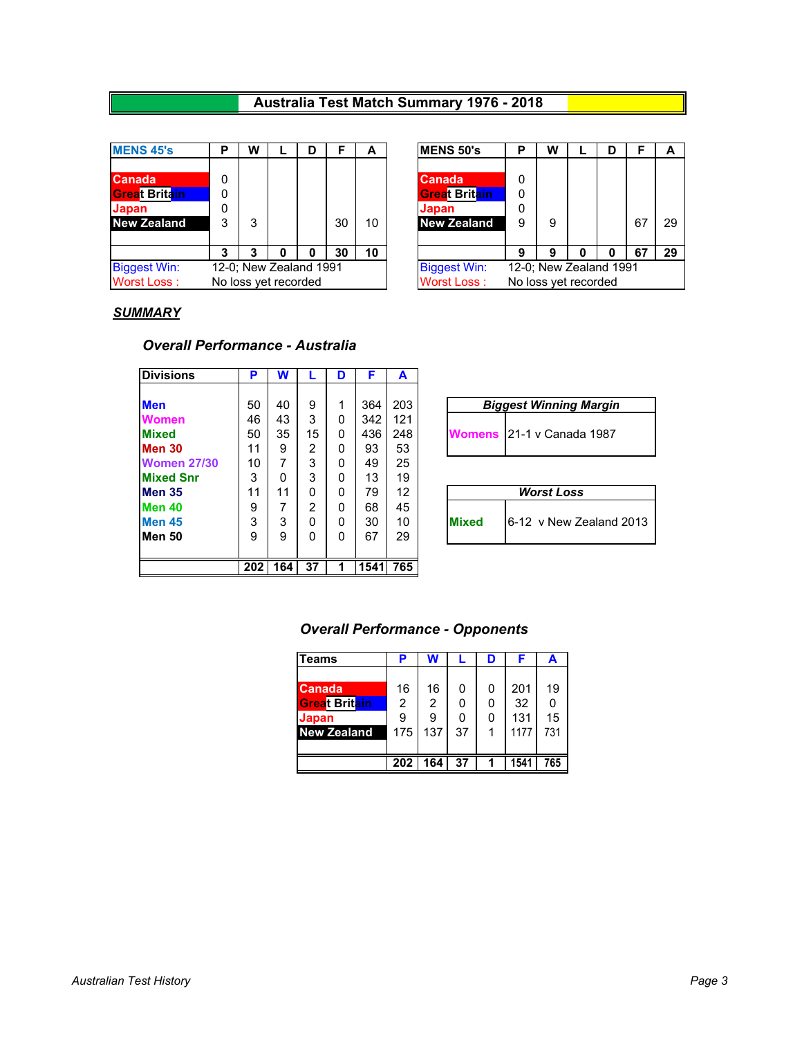# Australia Test Match Summary 1976 - 2018

| MENS 45's | P | W | L | D | F | A |
|---|---|---|---|---|---|---|
| Canada | 0 | | | | | |
| Great Britain | 0 | | | | | |
| Japan | 0 | | | | | |
| New Zealand | 3 | 3 | | | 30 | 10 |
| | 3 | 3 | 0 | 0 | 30 | 10 |

Biggest Win: 12-0; New Zealand 1991
Worst Loss : No loss yet recorded

| MENS 50's | P | W | L | D | F | A |
|---|---|---|---|---|---|---|
| Canada | 0 | | | | | |
| Great Britain | 0 | | | | | |
| Japan | 0 | | | | | |
| New Zealand | 9 | 9 | | | 67 | 29 |
| | 9 | 9 | 0 | 0 | 67 | 29 |

Biggest Win: 12-0; New Zealand 1991
Worst Loss : No loss yet recorded

## *SUMMARY*

### *Overall Performance - Australia*

| Divisions | P | W | L | D | F | A |
|---|---|---|---|---|---|---|
| Men | 50 | 40 | 9 | 1 | 364 | 203 |
| Women | 46 | 43 | 3 | 0 | 342 | 121 |
| Mixed | 50 | 35 | 15 | 0 | 436 | 248 |
| Men 30 | 11 | 9 | 2 | 0 | 93 | 53 |
| Women 27/30 | 10 | 7 | 3 | 0 | 49 | 25 |
| Mixed Snr | 3 | 0 | 3 | 0 | 13 | 19 |
| Men 35 | 11 | 11 | 0 | 0 | 79 | 12 |
| Men 40 | 9 | 7 | 2 | 0 | 68 | 45 |
| Men 45 | 3 | 3 | 0 | 0 | 30 | 10 |
| Men 50 | 9 | 9 | 0 | 0 | 67 | 29 |
| | 202 | 164 | 37 | 1 | 1541 | 765 |

| *Biggest Winning Margin* | |
|---|---|
| Womens | 21-1 v Canada 1987 |

| *Worst Loss* | |
|---|---|
| Mixed | 6-12 v New Zealand 2013 |

### *Overall Performance - Opponents*

| Teams | P | W | L | D | F | A |
|---|---|---|---|---|---|---|
| Canada | 16 | 16 | 0 | 0 | 201 | 19 |
| Great Britain | 2 | 2 | 0 | 0 | 32 | 0 |
| Japan | 9 | 9 | 0 | 0 | 131 | 15 |
| New Zealand | 175 | 137 | 37 | 1 | 1177 | 731 |
| | 202 | 164 | 37 | 1 | 1541 | 765 |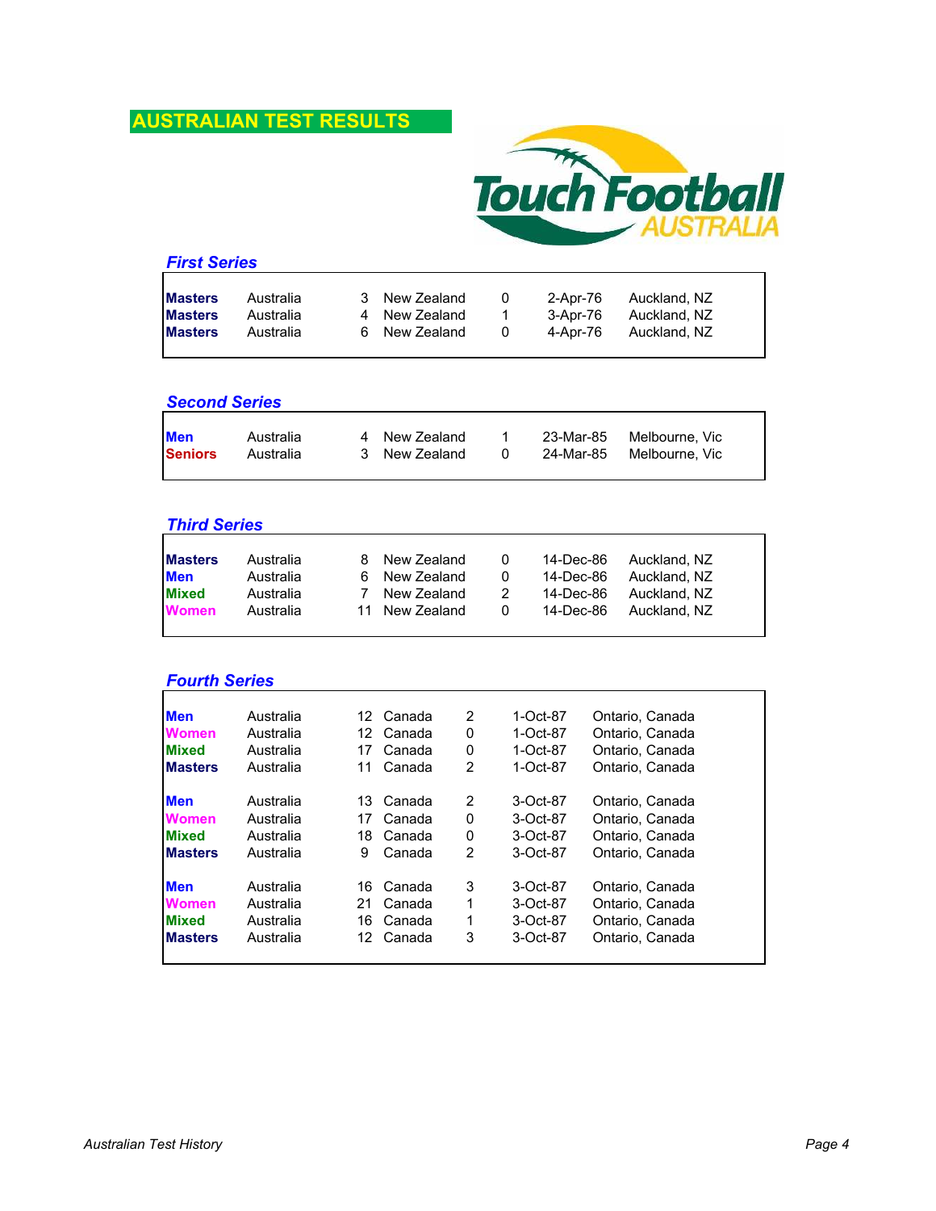# AUSTRALIAN TEST RESULTS

## *First Series*

| | | | | | | |
|---|---|---|---|---|---|---|
| **Masters** | Australia | 3 | New Zealand | 0 | 2-Apr-76 | Auckland, NZ |
| **Masters** | Australia | 4 | New Zealand | 1 | 3-Apr-76 | Auckland, NZ |
| **Masters** | Australia | 6 | New Zealand | 0 | 4-Apr-76 | Auckland, NZ |

## *Second Series*

| | | | | | | |
|---|---|---|---|---|---|---|
| **Men** | Australia | 4 | New Zealand | 1 | 23-Mar-85 | Melbourne, Vic |
| **Seniors** | Australia | 3 | New Zealand | 0 | 24-Mar-85 | Melbourne, Vic |

## *Third Series*

| | | | | | | |
|---|---|---|---|---|---|---|
| **Masters** | Australia | 8 | New Zealand | 0 | 14-Dec-86 | Auckland, NZ |
| **Men** | Australia | 6 | New Zealand | 0 | 14-Dec-86 | Auckland, NZ |
| **Mixed** | Australia | 7 | New Zealand | 2 | 14-Dec-86 | Auckland, NZ |
| **Women** | Australia | 11 | New Zealand | 0 | 14-Dec-86 | Auckland, NZ |

## *Fourth Series*

| | | | | | | |
|---|---|---|---|---|---|---|
| **Men** | Australia | 12 | Canada | 2 | 1-Oct-87 | Ontario, Canada |
| **Women** | Australia | 12 | Canada | 0 | 1-Oct-87 | Ontario, Canada |
| **Mixed** | Australia | 17 | Canada | 0 | 1-Oct-87 | Ontario, Canada |
| **Masters** | Australia | 11 | Canada | 2 | 1-Oct-87 | Ontario, Canada |
| **Men** | Australia | 13 | Canada | 2 | 3-Oct-87 | Ontario, Canada |
| **Women** | Australia | 17 | Canada | 0 | 3-Oct-87 | Ontario, Canada |
| **Mixed** | Australia | 18 | Canada | 0 | 3-Oct-87 | Ontario, Canada |
| **Masters** | Australia | 9 | Canada | 2 | 3-Oct-87 | Ontario, Canada |
| **Men** | Australia | 16 | Canada | 3 | 3-Oct-87 | Ontario, Canada |
| **Women** | Australia | 21 | Canada | 1 | 3-Oct-87 | Ontario, Canada |
| **Mixed** | Australia | 16 | Canada | 1 | 3-Oct-87 | Ontario, Canada |
| **Masters** | Australia | 12 | Canada | 3 | 3-Oct-87 | Ontario, Canada |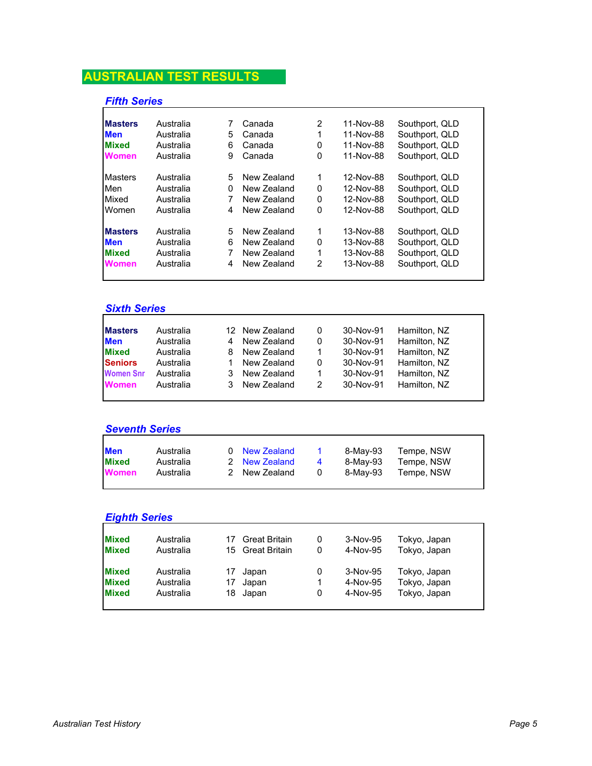# AUSTRALIAN TEST RESULTS

## *Fifth Series*

| | | | | | | |
|---|---|---|---|---|---|---|
| **Masters** | Australia | 7 | Canada | 2 | 11-Nov-88 | Southport, QLD |
| **Men** | Australia | 5 | Canada | 1 | 11-Nov-88 | Southport, QLD |
| **Mixed** | Australia | 6 | Canada | 0 | 11-Nov-88 | Southport, QLD |
| **Women** | Australia | 9 | Canada | 0 | 11-Nov-88 | Southport, QLD |
| Masters | Australia | 5 | New Zealand | 1 | 12-Nov-88 | Southport, QLD |
| Men | Australia | 0 | New Zealand | 0 | 12-Nov-88 | Southport, QLD |
| Mixed | Australia | 7 | New Zealand | 0 | 12-Nov-88 | Southport, QLD |
| Women | Australia | 4 | New Zealand | 0 | 12-Nov-88 | Southport, QLD |
| **Masters** | Australia | 5 | New Zealand | 1 | 13-Nov-88 | Southport, QLD |
| **Men** | Australia | 6 | New Zealand | 0 | 13-Nov-88 | Southport, QLD |
| **Mixed** | Australia | 7 | New Zealand | 1 | 13-Nov-88 | Southport, QLD |
| **Women** | Australia | 4 | New Zealand | 2 | 13-Nov-88 | Southport, QLD |

## *Sixth Series*

| | | | | | | |
|---|---|---|---|---|---|---|
| **Masters** | Australia | 12 | New Zealand | 0 | 30-Nov-91 | Hamilton, NZ |
| **Men** | Australia | 4 | New Zealand | 0 | 30-Nov-91 | Hamilton, NZ |
| **Mixed** | Australia | 8 | New Zealand | 1 | 30-Nov-91 | Hamilton, NZ |
| **Seniors** | Australia | 1 | New Zealand | 0 | 30-Nov-91 | Hamilton, NZ |
| Women Snr | Australia | 3 | New Zealand | 1 | 30-Nov-91 | Hamilton, NZ |
| **Women** | Australia | 3 | New Zealand | 2 | 30-Nov-91 | Hamilton, NZ |

## *Seventh Series*

| | | | | | | |
|---|---|---|---|---|---|---|
| **Men** | Australia | 0 | New Zealand | 1 | 8-May-93 | Tempe, NSW |
| **Mixed** | Australia | 2 | New Zealand | 4 | 8-May-93 | Tempe, NSW |
| **Women** | Australia | 2 | New Zealand | 0 | 8-May-93 | Tempe, NSW |

## *Eighth Series*

| | | | | | | |
|---|---|---|---|---|---|---|
| **Mixed** | Australia | 17 | Great Britain | 0 | 3-Nov-95 | Tokyo, Japan |
| **Mixed** | Australia | 15 | Great Britain | 0 | 4-Nov-95 | Tokyo, Japan |
| **Mixed** | Australia | 17 | Japan | 0 | 3-Nov-95 | Tokyo, Japan |
| **Mixed** | Australia | 17 | Japan | 1 | 4-Nov-95 | Tokyo, Japan |
| **Mixed** | Australia | 18 | Japan | 0 | 4-Nov-95 | Tokyo, Japan |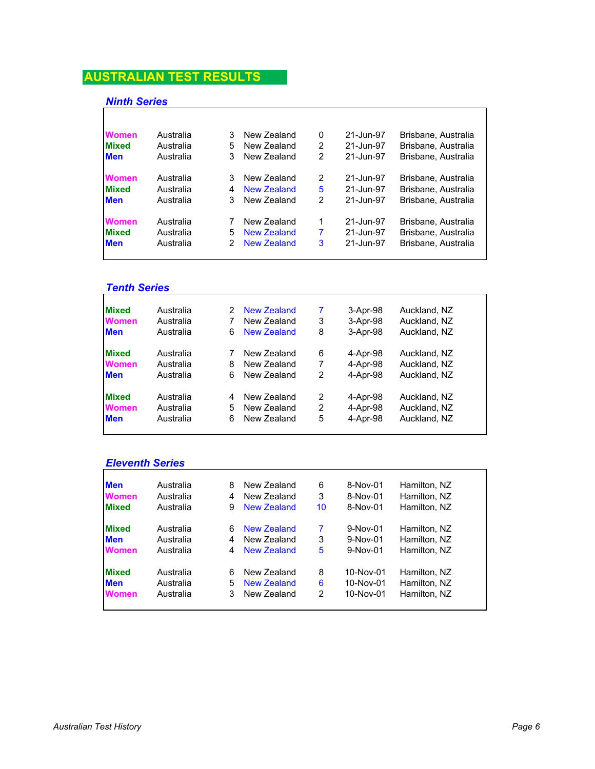## AUSTRALIAN TEST RESULTS

### *Ninth Series*

| | | | | | | |
|---|---|---|---|---|---|---|
| **Women** | Australia | 3 | New Zealand | 0 | 21-Jun-97 | Brisbane, Australia |
| **Mixed** | Australia | 5 | New Zealand | 2 | 21-Jun-97 | Brisbane, Australia |
| **Men** | Australia | 3 | New Zealand | 2 | 21-Jun-97 | Brisbane, Australia |
| **Women** | Australia | 3 | New Zealand | 2 | 21-Jun-97 | Brisbane, Australia |
| **Mixed** | Australia | 4 | New Zealand | 5 | 21-Jun-97 | Brisbane, Australia |
| **Men** | Australia | 3 | New Zealand | 2 | 21-Jun-97 | Brisbane, Australia |
| **Women** | Australia | 7 | New Zealand | 1 | 21-Jun-97 | Brisbane, Australia |
| **Mixed** | Australia | 5 | New Zealand | 7 | 21-Jun-97 | Brisbane, Australia |
| **Men** | Australia | 2 | New Zealand | 3 | 21-Jun-97 | Brisbane, Australia |

### *Tenth Series*

| | | | | | | |
|---|---|---|---|---|---|---|
| **Mixed** | Australia | 2 | New Zealand | 7 | 3-Apr-98 | Auckland, NZ |
| **Women** | Australia | 7 | New Zealand | 3 | 3-Apr-98 | Auckland, NZ |
| **Men** | Australia | 6 | New Zealand | 8 | 3-Apr-98 | Auckland, NZ |
| **Mixed** | Australia | 7 | New Zealand | 6 | 4-Apr-98 | Auckland, NZ |
| **Women** | Australia | 8 | New Zealand | 7 | 4-Apr-98 | Auckland, NZ |
| **Men** | Australia | 6 | New Zealand | 2 | 4-Apr-98 | Auckland, NZ |
| **Mixed** | Australia | 4 | New Zealand | 2 | 4-Apr-98 | Auckland, NZ |
| **Women** | Australia | 5 | New Zealand | 2 | 4-Apr-98 | Auckland, NZ |
| **Men** | Australia | 6 | New Zealand | 5 | 4-Apr-98 | Auckland, NZ |

### *Eleventh Series*

| | | | | | | |
|---|---|---|---|---|---|---|
| **Men** | Australia | 8 | New Zealand | 6 | 8-Nov-01 | Hamilton, NZ |
| **Women** | Australia | 4 | New Zealand | 3 | 8-Nov-01 | Hamilton, NZ |
| **Mixed** | Australia | 9 | New Zealand | 10 | 8-Nov-01 | Hamilton, NZ |
| **Mixed** | Australia | 6 | New Zealand | 7 | 9-Nov-01 | Hamilton, NZ |
| **Men** | Australia | 4 | New Zealand | 3 | 9-Nov-01 | Hamilton, NZ |
| **Women** | Australia | 4 | New Zealand | 5 | 9-Nov-01 | Hamilton, NZ |
| **Mixed** | Australia | 6 | New Zealand | 8 | 10-Nov-01 | Hamilton, NZ |
| **Men** | Australia | 5 | New Zealand | 6 | 10-Nov-01 | Hamilton, NZ |
| **Women** | Australia | 3 | New Zealand | 2 | 10-Nov-01 | Hamilton, NZ |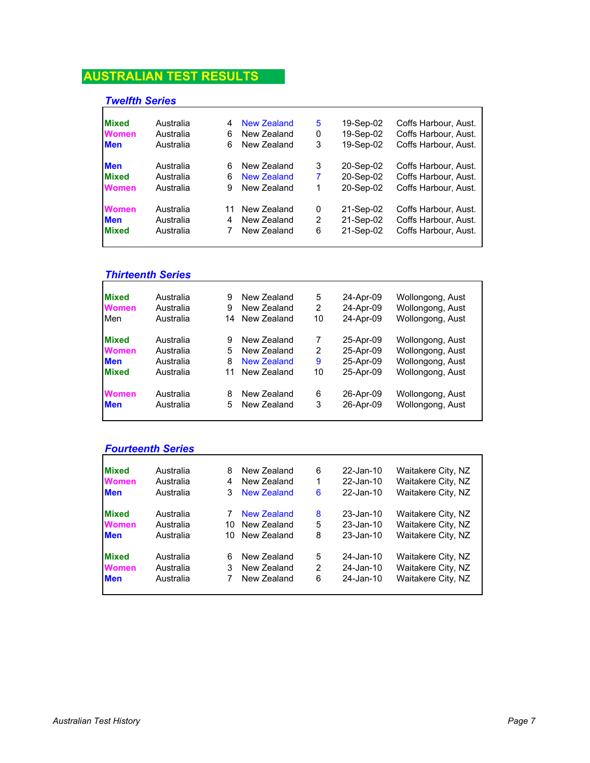# AUSTRALIAN TEST RESULTS

## *Twelfth Series*

| | | | | | | |
|---|---|---|---|---|---|---|
| **Mixed** | Australia | 4 | New Zealand | 5 | 19-Sep-02 | Coffs Harbour, Aust. |
| **Women** | Australia | 6 | New Zealand | 0 | 19-Sep-02 | Coffs Harbour, Aust. |
| **Men** | Australia | 6 | New Zealand | 3 | 19-Sep-02 | Coffs Harbour, Aust. |
| **Men** | Australia | 6 | New Zealand | 3 | 20-Sep-02 | Coffs Harbour, Aust. |
| **Mixed** | Australia | 6 | New Zealand | 7 | 20-Sep-02 | Coffs Harbour, Aust. |
| **Women** | Australia | 9 | New Zealand | 1 | 20-Sep-02 | Coffs Harbour, Aust. |
| **Women** | Australia | 11 | New Zealand | 0 | 21-Sep-02 | Coffs Harbour, Aust. |
| **Men** | Australia | 4 | New Zealand | 2 | 21-Sep-02 | Coffs Harbour, Aust. |
| **Mixed** | Australia | 7 | New Zealand | 6 | 21-Sep-02 | Coffs Harbour, Aust. |

## *Thirteenth Series*

| | | | | | | |
|---|---|---|---|---|---|---|
| **Mixed** | Australia | 9 | New Zealand | 5 | 24-Apr-09 | Wollongong, Aust |
| **Women** | Australia | 9 | New Zealand | 2 | 24-Apr-09 | Wollongong, Aust |
| Men | Australia | 14 | New Zealand | 10 | 24-Apr-09 | Wollongong, Aust |
| **Mixed** | Australia | 9 | New Zealand | 7 | 25-Apr-09 | Wollongong, Aust |
| **Women** | Australia | 5 | New Zealand | 2 | 25-Apr-09 | Wollongong, Aust |
| **Men** | Australia | 8 | New Zealand | 9 | 25-Apr-09 | Wollongong, Aust |
| **Mixed** | Australia | 11 | New Zealand | 10 | 25-Apr-09 | Wollongong, Aust |
| **Women** | Australia | 8 | New Zealand | 6 | 26-Apr-09 | Wollongong, Aust |
| **Men** | Australia | 5 | New Zealand | 3 | 26-Apr-09 | Wollongong, Aust |

## *Fourteenth Series*

| | | | | | | |
|---|---|---|---|---|---|---|
| **Mixed** | Australia | 8 | New Zealand | 6 | 22-Jan-10 | Waitakere City, NZ |
| **Women** | Australia | 4 | New Zealand | 1 | 22-Jan-10 | Waitakere City, NZ |
| **Men** | Australia | 3 | New Zealand | 6 | 22-Jan-10 | Waitakere City, NZ |
| **Mixed** | Australia | 7 | New Zealand | 8 | 23-Jan-10 | Waitakere City, NZ |
| **Women** | Australia | 10 | New Zealand | 5 | 23-Jan-10 | Waitakere City, NZ |
| **Men** | Australia | 10 | New Zealand | 8 | 23-Jan-10 | Waitakere City, NZ |
| **Mixed** | Australia | 6 | New Zealand | 5 | 24-Jan-10 | Waitakere City, NZ |
| **Women** | Australia | 3 | New Zealand | 2 | 24-Jan-10 | Waitakere City, NZ |
| **Men** | Australia | 7 | New Zealand | 6 | 24-Jan-10 | Waitakere City, NZ |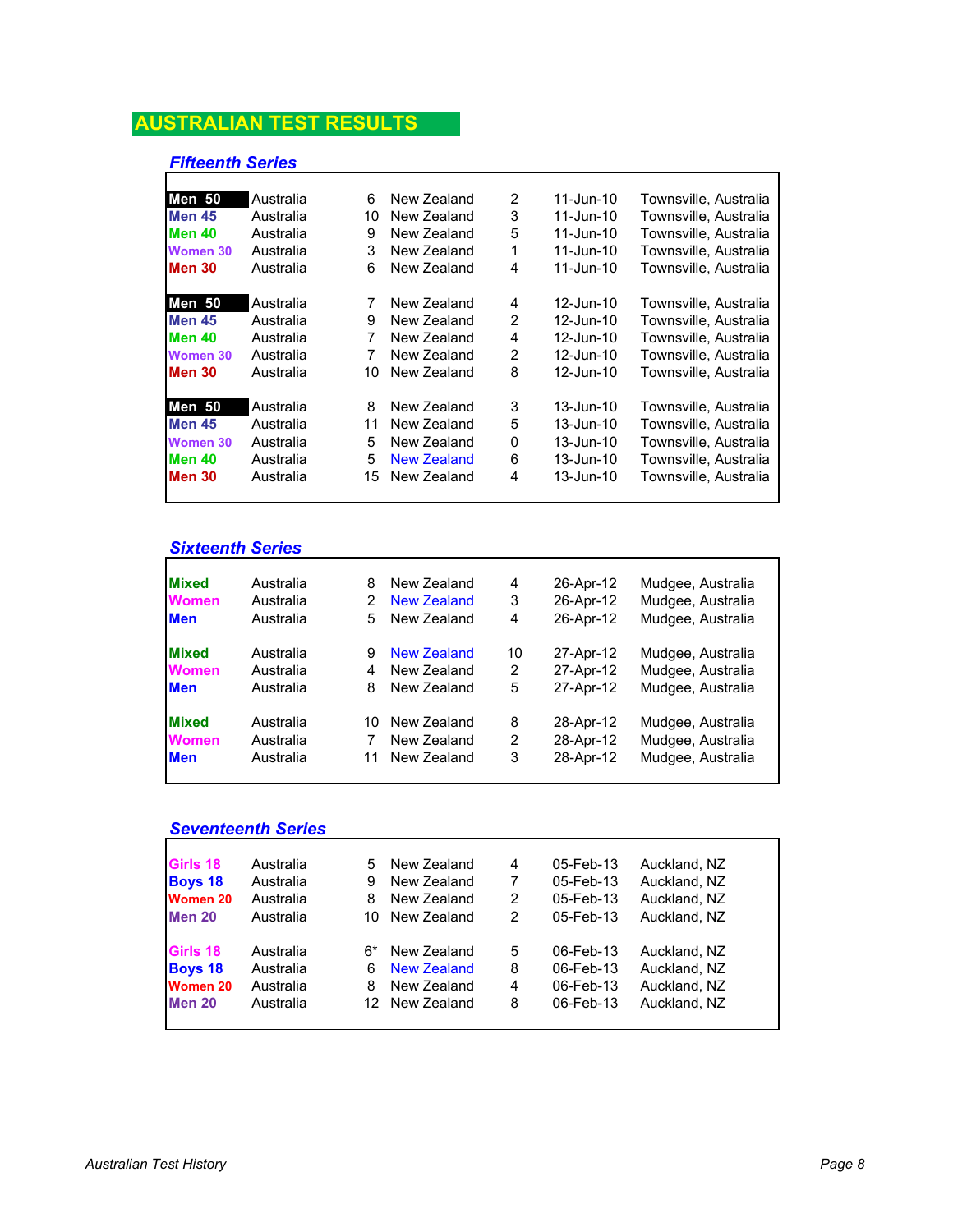## AUSTRALIAN TEST RESULTS

### Fifteenth Series

| | | | | | | |
|---|---|---|---|---|---|---|
| **Men 50** | Australia | 6 | New Zealand | 2 | 11-Jun-10 | Townsville, Australia |
| **Men 45** | Australia | 10 | New Zealand | 3 | 11-Jun-10 | Townsville, Australia |
| **Men 40** | Australia | 9 | New Zealand | 5 | 11-Jun-10 | Townsville, Australia |
| **Women 30** | Australia | 3 | New Zealand | 1 | 11-Jun-10 | Townsville, Australia |
| **Men 30** | Australia | 6 | New Zealand | 4 | 11-Jun-10 | Townsville, Australia |
| | | | | | | |
| **Men 50** | Australia | 7 | New Zealand | 4 | 12-Jun-10 | Townsville, Australia |
| **Men 45** | Australia | 9 | New Zealand | 2 | 12-Jun-10 | Townsville, Australia |
| **Men 40** | Australia | 7 | New Zealand | 4 | 12-Jun-10 | Townsville, Australia |
| **Women 30** | Australia | 7 | New Zealand | 2 | 12-Jun-10 | Townsville, Australia |
| **Men 30** | Australia | 10 | New Zealand | 8 | 12-Jun-10 | Townsville, Australia |
| | | | | | | |
| **Men 50** | Australia | 8 | New Zealand | 3 | 13-Jun-10 | Townsville, Australia |
| **Men 45** | Australia | 11 | New Zealand | 5 | 13-Jun-10 | Townsville, Australia |
| **Women 30** | Australia | 5 | New Zealand | 0 | 13-Jun-10 | Townsville, Australia |
| **Men 40** | Australia | 5 | New Zealand | 6 | 13-Jun-10 | Townsville, Australia |
| **Men 30** | Australia | 15 | New Zealand | 4 | 13-Jun-10 | Townsville, Australia |

### Sixteenth Series

| | | | | | | |
|---|---|---|---|---|---|---|
| **Mixed** | Australia | 8 | New Zealand | 4 | 26-Apr-12 | Mudgee, Australia |
| **Women** | Australia | 2 | New Zealand | 3 | 26-Apr-12 | Mudgee, Australia |
| **Men** | Australia | 5 | New Zealand | 4 | 26-Apr-12 | Mudgee, Australia |
| | | | | | | |
| **Mixed** | Australia | 9 | New Zealand | 10 | 27-Apr-12 | Mudgee, Australia |
| **Women** | Australia | 4 | New Zealand | 2 | 27-Apr-12 | Mudgee, Australia |
| **Men** | Australia | 8 | New Zealand | 5 | 27-Apr-12 | Mudgee, Australia |
| | | | | | | |
| **Mixed** | Australia | 10 | New Zealand | 8 | 28-Apr-12 | Mudgee, Australia |
| **Women** | Australia | 7 | New Zealand | 2 | 28-Apr-12 | Mudgee, Australia |
| **Men** | Australia | 11 | New Zealand | 3 | 28-Apr-12 | Mudgee, Australia |

### Seventeenth Series

| | | | | | | |
|---|---|---|---|---|---|---|
| **Girls 18** | Australia | 5 | New Zealand | 4 | 05-Feb-13 | Auckland, NZ |
| **Boys 18** | Australia | 9 | New Zealand | 7 | 05-Feb-13 | Auckland, NZ |
| **Women 20** | Australia | 8 | New Zealand | 2 | 05-Feb-13 | Auckland, NZ |
| **Men 20** | Australia | 10 | New Zealand | 2 | 05-Feb-13 | Auckland, NZ |
| | | | | | | |
| **Girls 18** | Australia | 6* | New Zealand | 5 | 06-Feb-13 | Auckland, NZ |
| **Boys 18** | Australia | 6 | New Zealand | 8 | 06-Feb-13 | Auckland, NZ |
| **Women 20** | Australia | 8 | New Zealand | 4 | 06-Feb-13 | Auckland, NZ |
| **Men 20** | Australia | 12 | New Zealand | 8 | 06-Feb-13 | Auckland, NZ |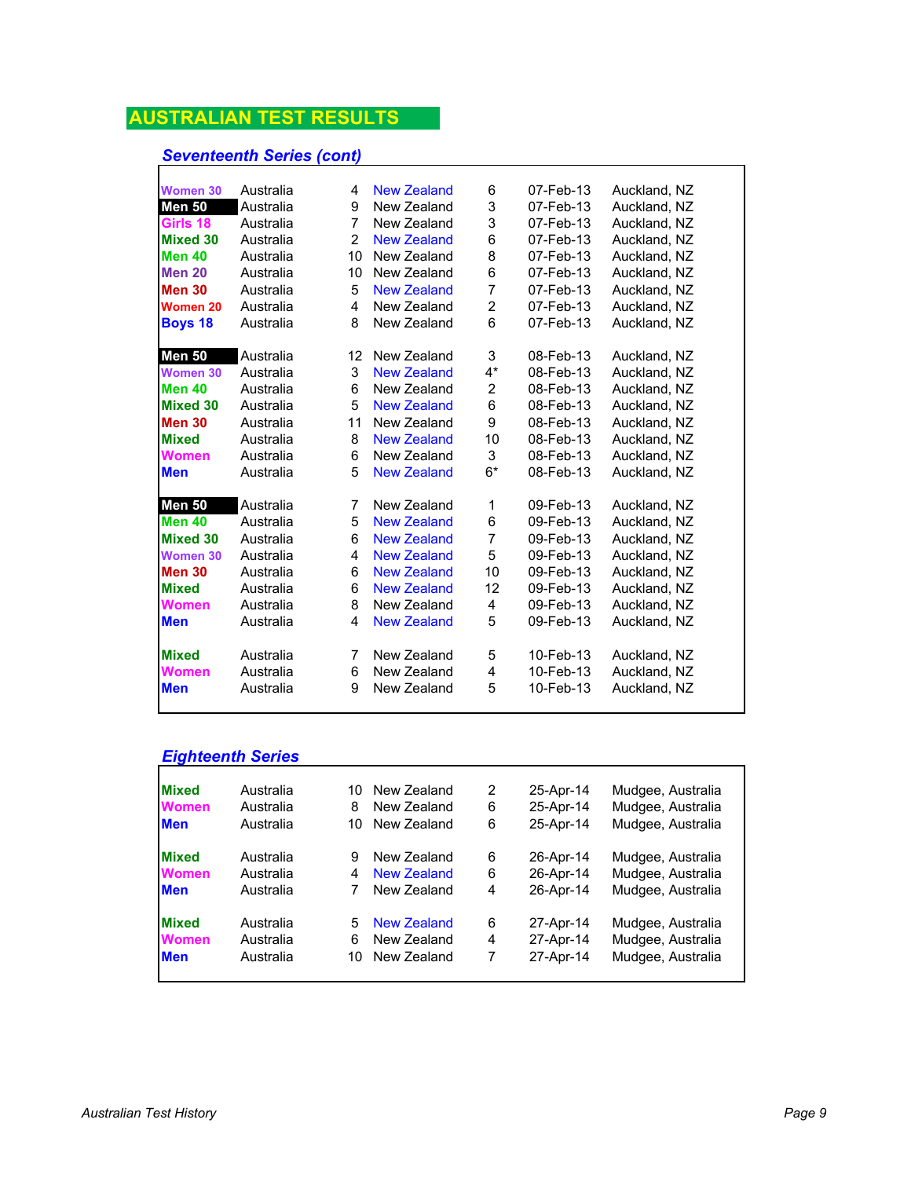# AUSTRALIAN TEST RESULTS

## *Seventeenth Series (cont)*

| | | | | | | |
|---|---|---|---|---|---|---|
| Women 30 | Australia | 4 | New Zealand | 6 | 07-Feb-13 | Auckland, NZ |
| Men 50 | Australia | 9 | New Zealand | 3 | 07-Feb-13 | Auckland, NZ |
| Girls 18 | Australia | 7 | New Zealand | 3 | 07-Feb-13 | Auckland, NZ |
| Mixed 30 | Australia | 2 | New Zealand | 6 | 07-Feb-13 | Auckland, NZ |
| Men 40 | Australia | 10 | New Zealand | 8 | 07-Feb-13 | Auckland, NZ |
| Men 20 | Australia | 10 | New Zealand | 6 | 07-Feb-13 | Auckland, NZ |
| Men 30 | Australia | 5 | New Zealand | 7 | 07-Feb-13 | Auckland, NZ |
| Women 20 | Australia | 4 | New Zealand | 2 | 07-Feb-13 | Auckland, NZ |
| Boys 18 | Australia | 8 | New Zealand | 6 | 07-Feb-13 | Auckland, NZ |
| | | | | | | |
| Men 50 | Australia | 12 | New Zealand | 3 | 08-Feb-13 | Auckland, NZ |
| Women 30 | Australia | 3 | New Zealand | 4* | 08-Feb-13 | Auckland, NZ |
| Men 40 | Australia | 6 | New Zealand | 2 | 08-Feb-13 | Auckland, NZ |
| Mixed 30 | Australia | 5 | New Zealand | 6 | 08-Feb-13 | Auckland, NZ |
| Men 30 | Australia | 11 | New Zealand | 9 | 08-Feb-13 | Auckland, NZ |
| Mixed | Australia | 8 | New Zealand | 10 | 08-Feb-13 | Auckland, NZ |
| Women | Australia | 6 | New Zealand | 3 | 08-Feb-13 | Auckland, NZ |
| Men | Australia | 5 | New Zealand | 6* | 08-Feb-13 | Auckland, NZ |
| | | | | | | |
| Men 50 | Australia | 7 | New Zealand | 1 | 09-Feb-13 | Auckland, NZ |
| Men 40 | Australia | 5 | New Zealand | 6 | 09-Feb-13 | Auckland, NZ |
| Mixed 30 | Australia | 6 | New Zealand | 7 | 09-Feb-13 | Auckland, NZ |
| Women 30 | Australia | 4 | New Zealand | 5 | 09-Feb-13 | Auckland, NZ |
| Men 30 | Australia | 6 | New Zealand | 10 | 09-Feb-13 | Auckland, NZ |
| Mixed | Australia | 6 | New Zealand | 12 | 09-Feb-13 | Auckland, NZ |
| Women | Australia | 8 | New Zealand | 4 | 09-Feb-13 | Auckland, NZ |
| Men | Australia | 4 | New Zealand | 5 | 09-Feb-13 | Auckland, NZ |
| | | | | | | |
| Mixed | Australia | 7 | New Zealand | 5 | 10-Feb-13 | Auckland, NZ |
| Women | Australia | 6 | New Zealand | 4 | 10-Feb-13 | Auckland, NZ |
| Men | Australia | 9 | New Zealand | 5 | 10-Feb-13 | Auckland, NZ |

## *Eighteenth Series*

| | | | | | | |
|---|---|---|---|---|---|---|
| Mixed | Australia | 10 | New Zealand | 2 | 25-Apr-14 | Mudgee, Australia |
| Women | Australia | 8 | New Zealand | 6 | 25-Apr-14 | Mudgee, Australia |
| Men | Australia | 10 | New Zealand | 6 | 25-Apr-14 | Mudgee, Australia |
| | | | | | | |
| Mixed | Australia | 9 | New Zealand | 6 | 26-Apr-14 | Mudgee, Australia |
| Women | Australia | 4 | New Zealand | 6 | 26-Apr-14 | Mudgee, Australia |
| Men | Australia | 7 | New Zealand | 4 | 26-Apr-14 | Mudgee, Australia |
| | | | | | | |
| Mixed | Australia | 5 | New Zealand | 6 | 27-Apr-14 | Mudgee, Australia |
| Women | Australia | 6 | New Zealand | 4 | 27-Apr-14 | Mudgee, Australia |
| Men | Australia | 10 | New Zealand | 7 | 27-Apr-14 | Mudgee, Australia |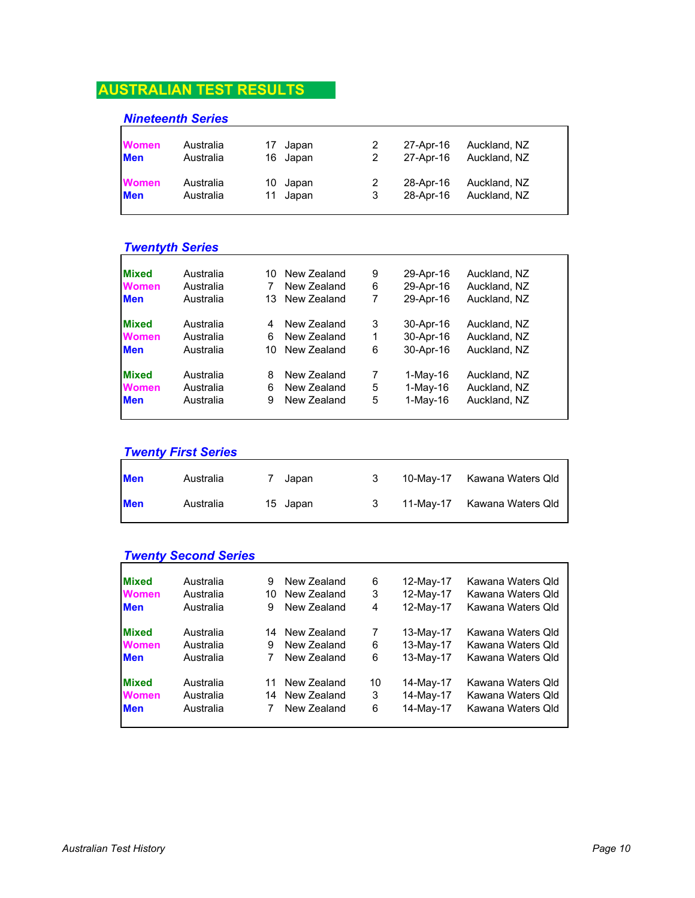# AUSTRALIAN TEST RESULTS

## *Nineteenth Series*

| | | | | | | |
|---|---|---|---|---|---|---|
| **Women** | Australia | 17 | Japan | 2 | 27-Apr-16 | Auckland, NZ |
| **Men** | Australia | 16 | Japan | 2 | 27-Apr-16 | Auckland, NZ |
| **Women** | Australia | 10 | Japan | 2 | 28-Apr-16 | Auckland, NZ |
| **Men** | Australia | 11 | Japan | 3 | 28-Apr-16 | Auckland, NZ |

## *Twentyth Series*

| | | | | | | |
|---|---|---|---|---|---|---|
| **Mixed** | Australia | 10 | New Zealand | 9 | 29-Apr-16 | Auckland, NZ |
| **Women** | Australia | 7 | New Zealand | 6 | 29-Apr-16 | Auckland, NZ |
| **Men** | Australia | 13 | New Zealand | 7 | 29-Apr-16 | Auckland, NZ |
| **Mixed** | Australia | 4 | New Zealand | 3 | 30-Apr-16 | Auckland, NZ |
| **Women** | Australia | 6 | New Zealand | 1 | 30-Apr-16 | Auckland, NZ |
| **Men** | Australia | 10 | New Zealand | 6 | 30-Apr-16 | Auckland, NZ |
| **Mixed** | Australia | 8 | New Zealand | 7 | 1-May-16 | Auckland, NZ |
| **Women** | Australia | 6 | New Zealand | 5 | 1-May-16 | Auckland, NZ |
| **Men** | Australia | 9 | New Zealand | 5 | 1-May-16 | Auckland, NZ |

## *Twenty First Series*

| | | | | | | |
|---|---|---|---|---|---|---|
| **Men** | Australia | 7 | Japan | 3 | 10-May-17 | Kawana Waters Qld |
| **Men** | Australia | 15 | Japan | 3 | 11-May-17 | Kawana Waters Qld |

## *Twenty Second Series*

| | | | | | | |
|---|---|---|---|---|---|---|
| **Mixed** | Australia | 9 | New Zealand | 6 | 12-May-17 | Kawana Waters Qld |
| **Women** | Australia | 10 | New Zealand | 3 | 12-May-17 | Kawana Waters Qld |
| **Men** | Australia | 9 | New Zealand | 4 | 12-May-17 | Kawana Waters Qld |
| **Mixed** | Australia | 14 | New Zealand | 7 | 13-May-17 | Kawana Waters Qld |
| **Women** | Australia | 9 | New Zealand | 6 | 13-May-17 | Kawana Waters Qld |
| **Men** | Australia | 7 | New Zealand | 6 | 13-May-17 | Kawana Waters Qld |
| **Mixed** | Australia | 11 | New Zealand | 10 | 14-May-17 | Kawana Waters Qld |
| **Women** | Australia | 14 | New Zealand | 3 | 14-May-17 | Kawana Waters Qld |
| **Men** | Australia | 7 | New Zealand | 6 | 14-May-17 | Kawana Waters Qld |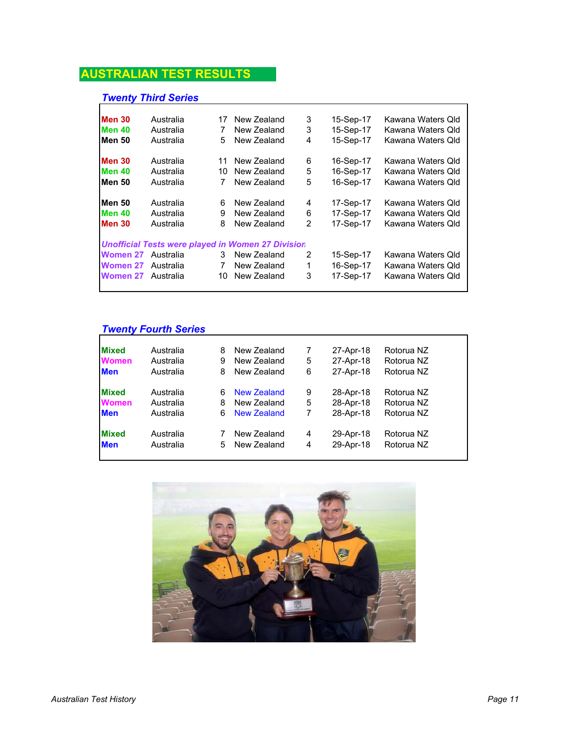# AUSTRALIAN TEST RESULTS

## *Twenty Third Series*

| | | | | | | |
|---|---|---|---|---|---|---|
| **Men 30** | Australia | 17 | New Zealand | 3 | 15-Sep-17 | Kawana Waters Qld |
| **Men 40** | Australia | 7 | New Zealand | 3 | 15-Sep-17 | Kawana Waters Qld |
| **Men 50** | Australia | 5 | New Zealand | 4 | 15-Sep-17 | Kawana Waters Qld |
| | | | | | | |
| **Men 30** | Australia | 11 | New Zealand | 6 | 16-Sep-17 | Kawana Waters Qld |
| **Men 40** | Australia | 10 | New Zealand | 5 | 16-Sep-17 | Kawana Waters Qld |
| **Men 50** | Australia | 7 | New Zealand | 5 | 16-Sep-17 | Kawana Waters Qld |
| | | | | | | |
| **Men 50** | Australia | 6 | New Zealand | 4 | 17-Sep-17 | Kawana Waters Qld |
| **Men 40** | Australia | 9 | New Zealand | 6 | 17-Sep-17 | Kawana Waters Qld |
| **Men 30** | Australia | 8 | New Zealand | 2 | 17-Sep-17 | Kawana Waters Qld |

***Unofficial Tests were played in Women 27 Division***

| | | | | | | |
|---|---|---|---|---|---|---|
| **Women 27** | Australia | 3 | New Zealand | 2 | 15-Sep-17 | Kawana Waters Qld |
| **Women 27** | Australia | 7 | New Zealand | 1 | 16-Sep-17 | Kawana Waters Qld |
| **Women 27** | Australia | 10 | New Zealand | 3 | 17-Sep-17 | Kawana Waters Qld |

## *Twenty Fourth Series*

| | | | | | | |
|---|---|---|---|---|---|---|
| **Mixed** | Australia | 8 | New Zealand | 7 | 27-Apr-18 | Rotorua NZ |
| **Women** | Australia | 9 | New Zealand | 5 | 27-Apr-18 | Rotorua NZ |
| **Men** | Australia | 8 | New Zealand | 6 | 27-Apr-18 | Rotorua NZ |
| | | | | | | |
| **Mixed** | Australia | 6 | New Zealand | 9 | 28-Apr-18 | Rotorua NZ |
| **Women** | Australia | 8 | New Zealand | 5 | 28-Apr-18 | Rotorua NZ |
| **Men** | Australia | 6 | New Zealand | 7 | 28-Apr-18 | Rotorua NZ |
| | | | | | | |
| **Mixed** | Australia | 7 | New Zealand | 4 | 29-Apr-18 | Rotorua NZ |
| **Men** | Australia | 5 | New Zealand | 4 | 29-Apr-18 | Rotorua NZ |